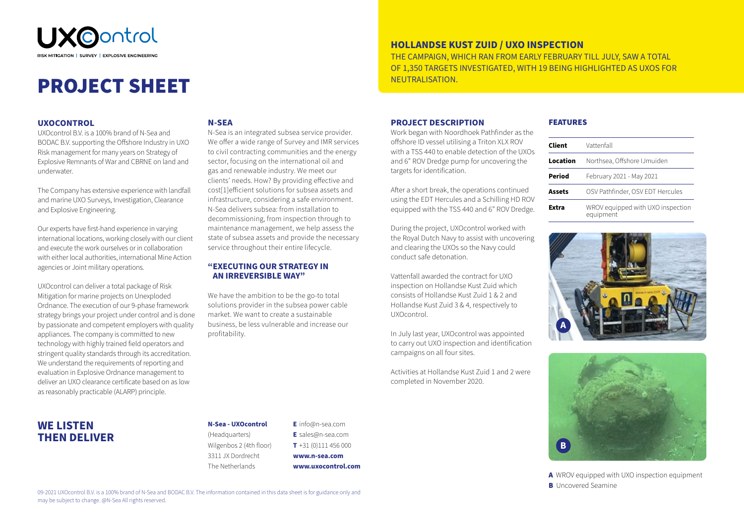UXOcontrol

RISK MITIGATION | SURVEY | EXPLOSIVE ENGINEERING

# PROJECT SHEET

## HOLLANDSE KUST ZUID / UXO INSPECTION

THE CAMPAIGN, WHICH RAN FROM EARLY FEBRUARY TILL JULY, SAW A TOTAL OF 1,350 TARGETS INVESTIGATED, WITH 19 BEING HIGHLIGHTED AS UXOS FOR NEUTRALISATION.

### UXOCONTROL

UXOcontrol B.V. is a 100% brand of N-Sea and BODAC B.V. supporting the Offshore Industry in UXO Risk management for many years on Strategy of Explosive Remnants of War and CBRNE on land and underwater.

The Company has extensive experience with landfall and marine UXO Surveys, Investigation, Clearance and Explosive Engineering.

Our experts have first-hand experience in varying international locations, working closely with our client and execute the work ourselves or in collaboration with either local authorities, international Mine Action agencies or Joint military operations.

UXOcontrol can deliver a total package of Risk Mitigation for marine projects on Unexploded Ordnance. The execution of our 9-phase framework strategy brings your project under control and is done by passionate and competent employers with quality appliances. The company is committed to new technology with highly trained field operators and stringent quality standards through its accreditation. We understand the requirements of reporting and evaluation in Explosive Ordnance management to deliver an UXO clearance certificate based on as low as reasonably practicable (ALARP) principle.

### N-SEA

N-Sea is an integrated subsea service provider. We offer a wide range of Survey and IMR services to civil contracting communities and the energy sector, focusing on the international oil and gas and renewable industry. We meet our clients' needs. How? By providing effective and cost[1]efficient solutions for subsea assets and infrastructure, considering a safe environment. N-Sea delivers subsea: from installation to decommissioning, from inspection through to maintenance management, we help assess the state of subsea assets and provide the necessary service throughout their entire lifecycle.

### "EXECUTING OUR STRATEGY IN AN IRREVERSIBLE WAY"

We have the ambition to be the go-to total solutions provider in the subsea power cable market. We want to create a sustainable business, be less vulnerable and increase our profitability.

### PROJECT DESCRIPTION

Work began with Noordhoek Pathfinder as the offshore ID vessel utilising a Triton XLX ROV with a TSS 440 to enable detection of the UXOs and 6" ROV Dredge pump for uncovering the targets for identification.

After a short break, the operations continued using the EDT Hercules and a Schilling HD ROV equipped with the TSS 440 and 6" ROV Dredge.

During the project, UXOcontrol worked with the Royal Dutch Navy to assist with uncovering and clearing the UXOs so the Navy could conduct safe detonation.

Vattenfall awarded the contract for UXO inspection on Hollandse Kust Zuid which consists of Hollandse Kust Zuid 1 & 2 and Hollandse Kust Zuid 3 & 4, respectively to UXOcontrol.

In July last year, UXOcontrol was appointed to carry out UXO inspection and identification campaigns on all four sites.

Activities at Hollandse Kust Zuid 1 and 2 were completed in November 2020.

### FEATURES

| | |
|---|---|
| **Client** | Vattenfall |
| **Location** | Northsea, Offshore IJmuiden |
| **Period** | February 2021 - May 2021 |
| **Assets** | OSV Pathfinder, OSV EDT Hercules |
| **Extra** | WROV equipped with UXO inspection equipment |

**A** WROV equipped with UXO inspection equipment
**B** Uncovered Seamine

## WE LISTEN THEN DELIVER

**N-Sea - UXOcontrol**
(Headquarters)
Wilgenbos 2 (4th floor)
3311 JX Dordrecht
The Netherlands

**E** info@n-sea.com
**E** sales@n-sea.com
**T** +31 (0)111 456 000
**www.n-sea.com**
**www.uxocontrol.com**

09-2021 UXOcontrol B.V. is a 100% brand of N-Sea and BODAC B.V. The information contained in this data sheet is for guidance only and may be subject to change. @N-Sea All rights reserved.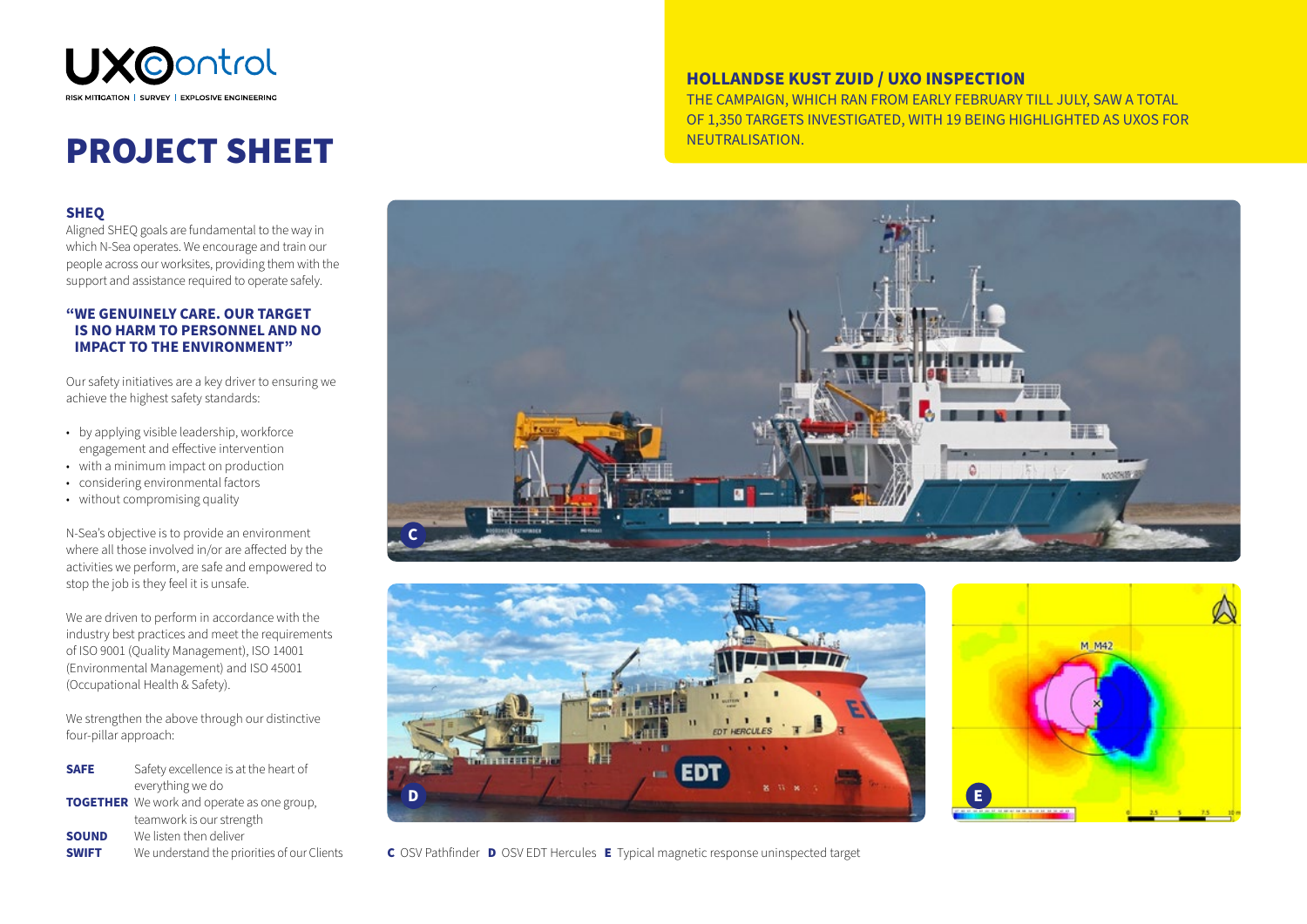UXOontrol

RISK MITIGATION | SURVEY | EXPLOSIVE ENGINEERING

# PROJECT SHEET

## HOLLANDSE KUST ZUID / UXO INSPECTION

THE CAMPAIGN, WHICH RAN FROM EARLY FEBRUARY TILL JULY, SAW A TOTAL OF 1,350 TARGETS INVESTIGATED, WITH 19 BEING HIGHLIGHTED AS UXOS FOR NEUTRALISATION.

### SHEQ

Aligned SHEQ goals are fundamental to the way in which N-Sea operates. We encourage and train our people across our worksites, providing them with the support and assistance required to operate safely.

**"WE GENUINELY CARE. OUR TARGET IS NO HARM TO PERSONNEL AND NO IMPACT TO THE ENVIRONMENT"**

Our safety initiatives are a key driver to ensuring we achieve the highest safety standards:

- by applying visible leadership, workforce engagement and effective intervention
- with a minimum impact on production
- considering environmental factors
- without compromising quality

N-Sea's objective is to provide an environment where all those involved in/or are affected by the activities we perform, are safe and empowered to stop the job is they feel it is unsafe.

We are driven to perform in accordance with the industry best practices and meet the requirements of ISO 9001 (Quality Management), ISO 14001 (Environmental Management) and ISO 45001 (Occupational Health & Safety).

We strengthen the above through our distinctive four-pillar approach:

| | |
|---|---|
| **SAFE** | Safety excellence is at the heart of everything we do |
| **TOGETHER** | We work and operate as one group, teamwork is our strength |
| **SOUND** | We listen then deliver |
| **SWIFT** | We understand the priorities of our Clients |

**C** OSV Pathfinder **D** OSV EDT Hercules **E** Typical magnetic response uninspected target